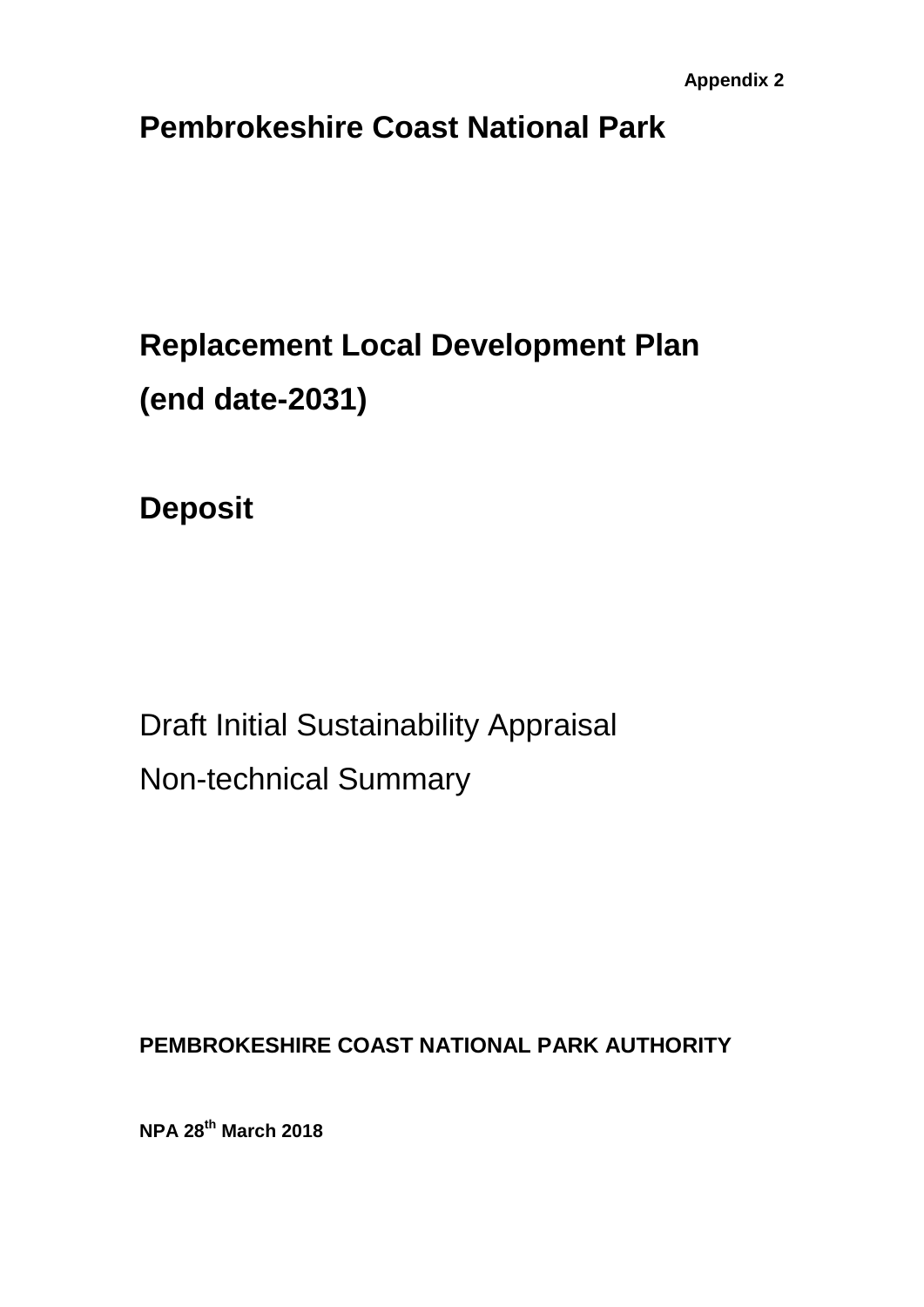**Appendix 2**

# Pembrokeshire Coast National Park

# Replacement Local Development Plan (end date-2031)

# Deposit

Draft Initial Sustainability Appraisal

Non-technical Summary

**PEMBROKESHIRE COAST NATIONAL PARK AUTHORITY**

**NPA 28th March 2018**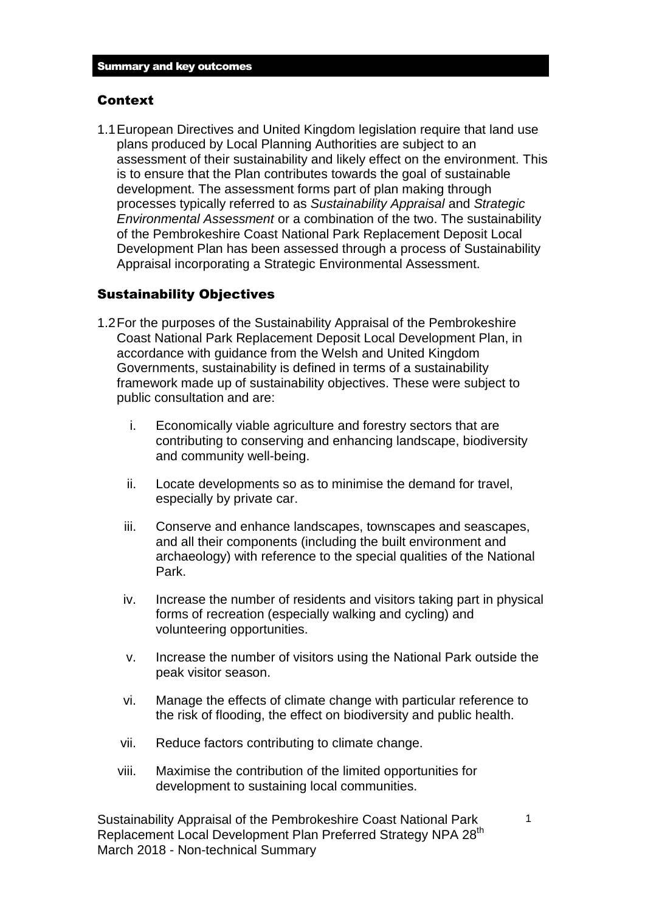## Summary and key outcomes

### Context

1.1 European Directives and United Kingdom legislation require that land use plans produced by Local Planning Authorities are subject to an assessment of their sustainability and likely effect on the environment. This is to ensure that the Plan contributes towards the goal of sustainable development. The assessment forms part of plan making through processes typically referred to as *Sustainability Appraisal* and *Strategic Environmental Assessment* or a combination of the two. The sustainability of the Pembrokeshire Coast National Park Replacement Deposit Local Development Plan has been assessed through a process of Sustainability Appraisal incorporating a Strategic Environmental Assessment.

### Sustainability Objectives

1.2 For the purposes of the Sustainability Appraisal of the Pembrokeshire Coast National Park Replacement Deposit Local Development Plan, in accordance with guidance from the Welsh and United Kingdom Governments, sustainability is defined in terms of a sustainability framework made up of sustainability objectives. These were subject to public consultation and are:

i. Economically viable agriculture and forestry sectors that are contributing to conserving and enhancing landscape, biodiversity and community well-being.

ii. Locate developments so as to minimise the demand for travel, especially by private car.

iii. Conserve and enhance landscapes, townscapes and seascapes, and all their components (including the built environment and archaeology) with reference to the special qualities of the National Park.

iv. Increase the number of residents and visitors taking part in physical forms of recreation (especially walking and cycling) and volunteering opportunities.

v. Increase the number of visitors using the National Park outside the peak visitor season.

vi. Manage the effects of climate change with particular reference to the risk of flooding, the effect on biodiversity and public health.

vii. Reduce factors contributing to climate change.

viii. Maximise the contribution of the limited opportunities for development to sustaining local communities.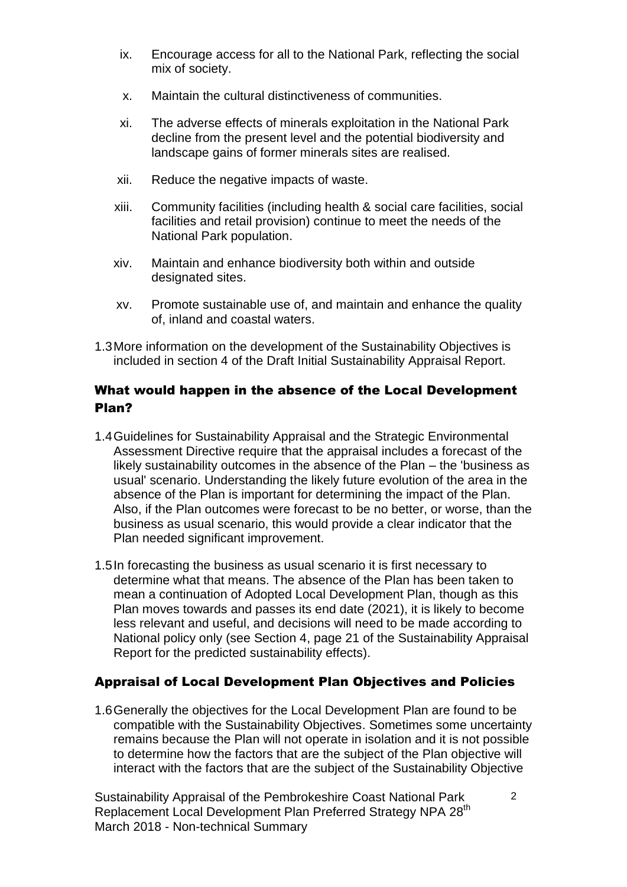ix. Encourage access for all to the National Park, reflecting the social mix of society.

x. Maintain the cultural distinctiveness of communities.

xi. The adverse effects of minerals exploitation in the National Park decline from the present level and the potential biodiversity and landscape gains of former minerals sites are realised.

xii. Reduce the negative impacts of waste.

xiii. Community facilities (including health & social care facilities, social facilities and retail provision) continue to meet the needs of the National Park population.

xiv. Maintain and enhance biodiversity both within and outside designated sites.

xv. Promote sustainable use of, and maintain and enhance the quality of, inland and coastal waters.

1.3 More information on the development of the Sustainability Objectives is included in section 4 of the Draft Initial Sustainability Appraisal Report.

## What would happen in the absence of the Local Development Plan?

1.4 Guidelines for Sustainability Appraisal and the Strategic Environmental Assessment Directive require that the appraisal includes a forecast of the likely sustainability outcomes in the absence of the Plan – the 'business as usual' scenario. Understanding the likely future evolution of the area in the absence of the Plan is important for determining the impact of the Plan. Also, if the Plan outcomes were forecast to be no better, or worse, than the business as usual scenario, this would provide a clear indicator that the Plan needed significant improvement.

1.5 In forecasting the business as usual scenario it is first necessary to determine what that means. The absence of the Plan has been taken to mean a continuation of Adopted Local Development Plan, though as this Plan moves towards and passes its end date (2021), it is likely to become less relevant and useful, and decisions will need to be made according to National policy only (see Section 4, page 21 of the Sustainability Appraisal Report for the predicted sustainability effects).

## Appraisal of Local Development Plan Objectives and Policies

1.6 Generally the objectives for the Local Development Plan are found to be compatible with the Sustainability Objectives. Sometimes some uncertainty remains because the Plan will not operate in isolation and it is not possible to determine how the factors that are the subject of the Plan objective will interact with the factors that are the subject of the Sustainability Objective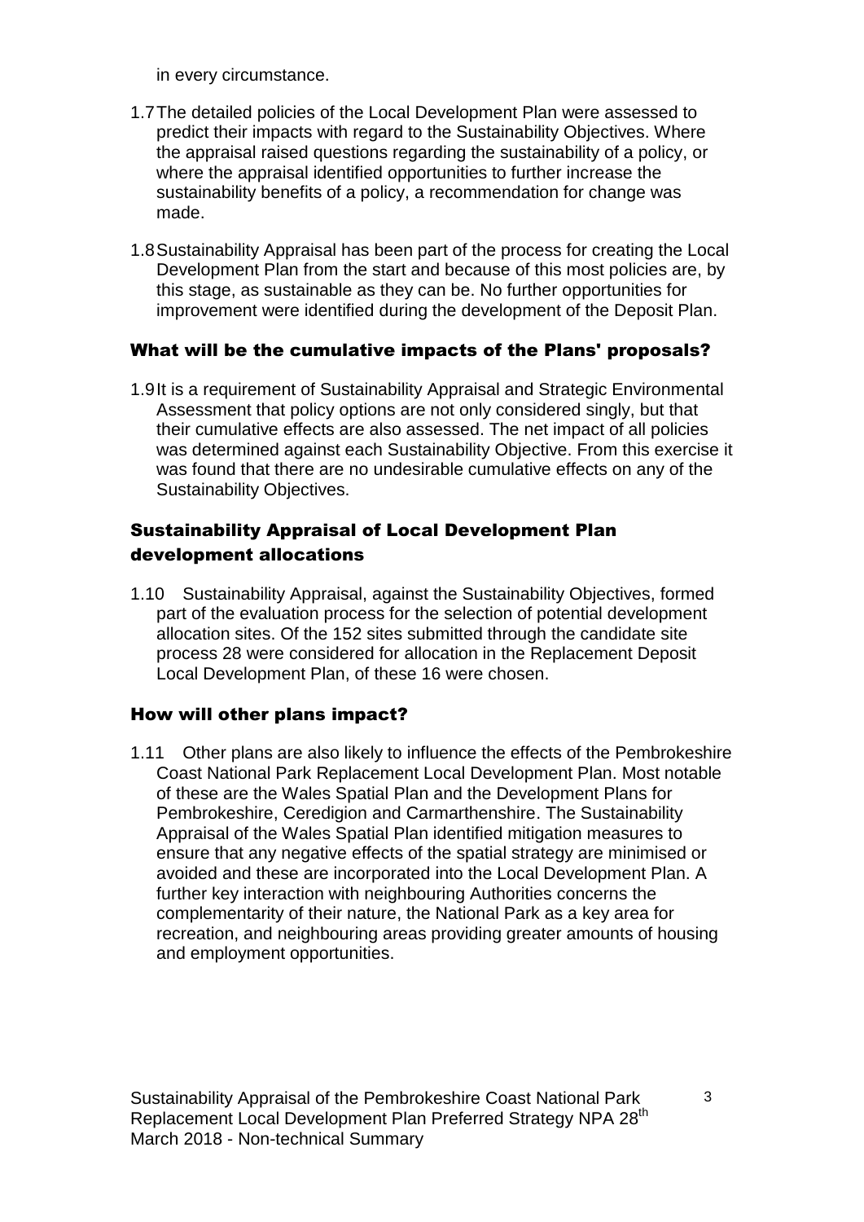in every circumstance.

1.7 The detailed policies of the Local Development Plan were assessed to predict their impacts with regard to the Sustainability Objectives. Where the appraisal raised questions regarding the sustainability of a policy, or where the appraisal identified opportunities to further increase the sustainability benefits of a policy, a recommendation for change was made.

1.8 Sustainability Appraisal has been part of the process for creating the Local Development Plan from the start and because of this most policies are, by this stage, as sustainable as they can be. No further opportunities for improvement were identified during the development of the Deposit Plan.

## What will be the cumulative impacts of the Plans' proposals?

1.9 It is a requirement of Sustainability Appraisal and Strategic Environmental Assessment that policy options are not only considered singly, but that their cumulative effects are also assessed. The net impact of all policies was determined against each Sustainability Objective. From this exercise it was found that there are no undesirable cumulative effects on any of the Sustainability Objectives.

## Sustainability Appraisal of Local Development Plan development allocations

1.10 Sustainability Appraisal, against the Sustainability Objectives, formed part of the evaluation process for the selection of potential development allocation sites. Of the 152 sites submitted through the candidate site process 28 were considered for allocation in the Replacement Deposit Local Development Plan, of these 16 were chosen.

## How will other plans impact?

1.11 Other plans are also likely to influence the effects of the Pembrokeshire Coast National Park Replacement Local Development Plan. Most notable of these are the Wales Spatial Plan and the Development Plans for Pembrokeshire, Ceredigion and Carmarthenshire. The Sustainability Appraisal of the Wales Spatial Plan identified mitigation measures to ensure that any negative effects of the spatial strategy are minimised or avoided and these are incorporated into the Local Development Plan. A further key interaction with neighbouring Authorities concerns the complementarity of their nature, the National Park as a key area for recreation, and neighbouring areas providing greater amounts of housing and employment opportunities.